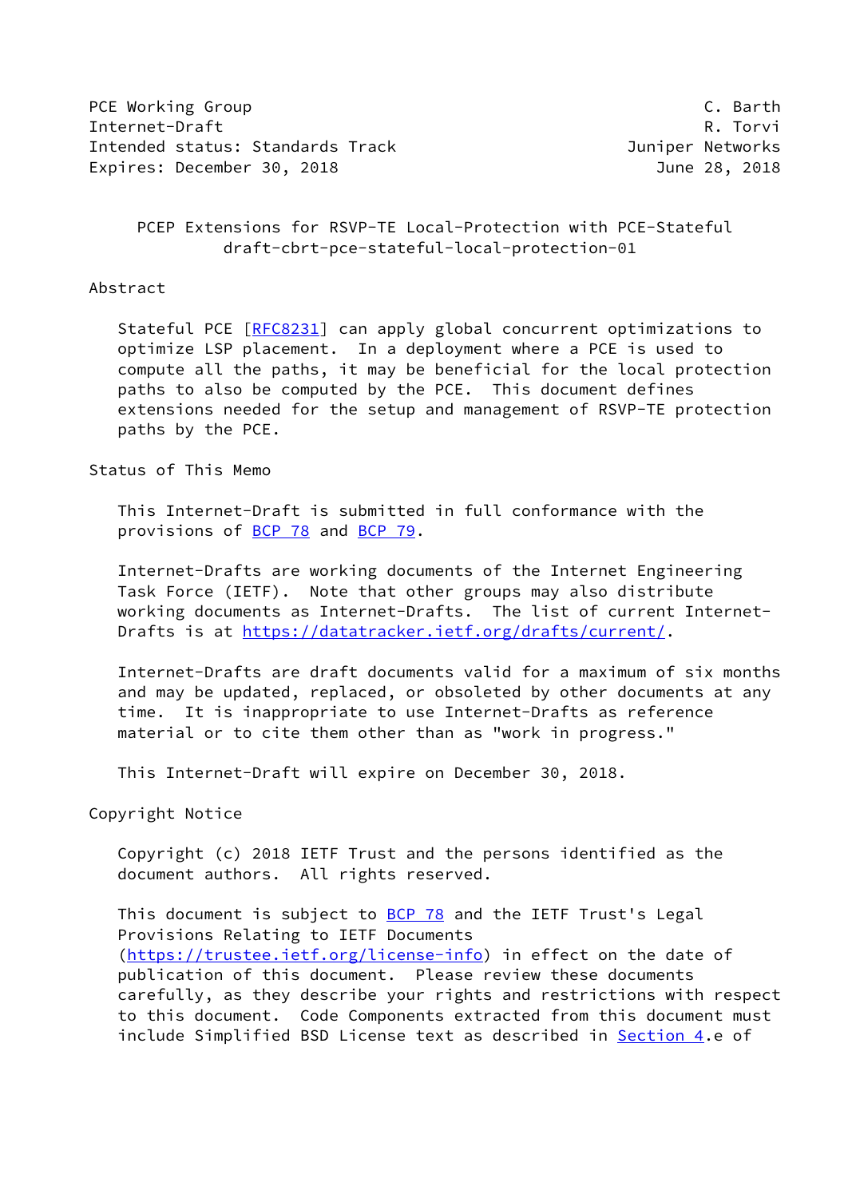PCE Working Group C. Barth
Internet-Draft R. Torvi
Intended status: Standards Track Juniper Networks
Expires: December 30, 2018 June 28, 2018

# PCEP Extensions for RSVP-TE Local-Protection with PCE-Stateful
draft-cbrt-pce-stateful-local-protection-01

## Abstract

Stateful PCE [RFC8231] can apply global concurrent optimizations to optimize LSP placement. In a deployment where a PCE is used to compute all the paths, it may be beneficial for the local protection paths to also be computed by the PCE. This document defines extensions needed for the setup and management of RSVP-TE protection paths by the PCE.

## Status of This Memo

This Internet-Draft is submitted in full conformance with the provisions of BCP 78 and BCP 79.

Internet-Drafts are working documents of the Internet Engineering Task Force (IETF). Note that other groups may also distribute working documents as Internet-Drafts. The list of current Internet-Drafts is at https://datatracker.ietf.org/drafts/current/.

Internet-Drafts are draft documents valid for a maximum of six months and may be updated, replaced, or obsoleted by other documents at any time. It is inappropriate to use Internet-Drafts as reference material or to cite them other than as "work in progress."

This Internet-Draft will expire on December 30, 2018.

## Copyright Notice

Copyright (c) 2018 IETF Trust and the persons identified as the document authors. All rights reserved.

This document is subject to BCP 78 and the IETF Trust's Legal Provisions Relating to IETF Documents (https://trustee.ietf.org/license-info) in effect on the date of publication of this document. Please review these documents carefully, as they describe your rights and restrictions with respect to this document. Code Components extracted from this document must include Simplified BSD License text as described in Section 4.e of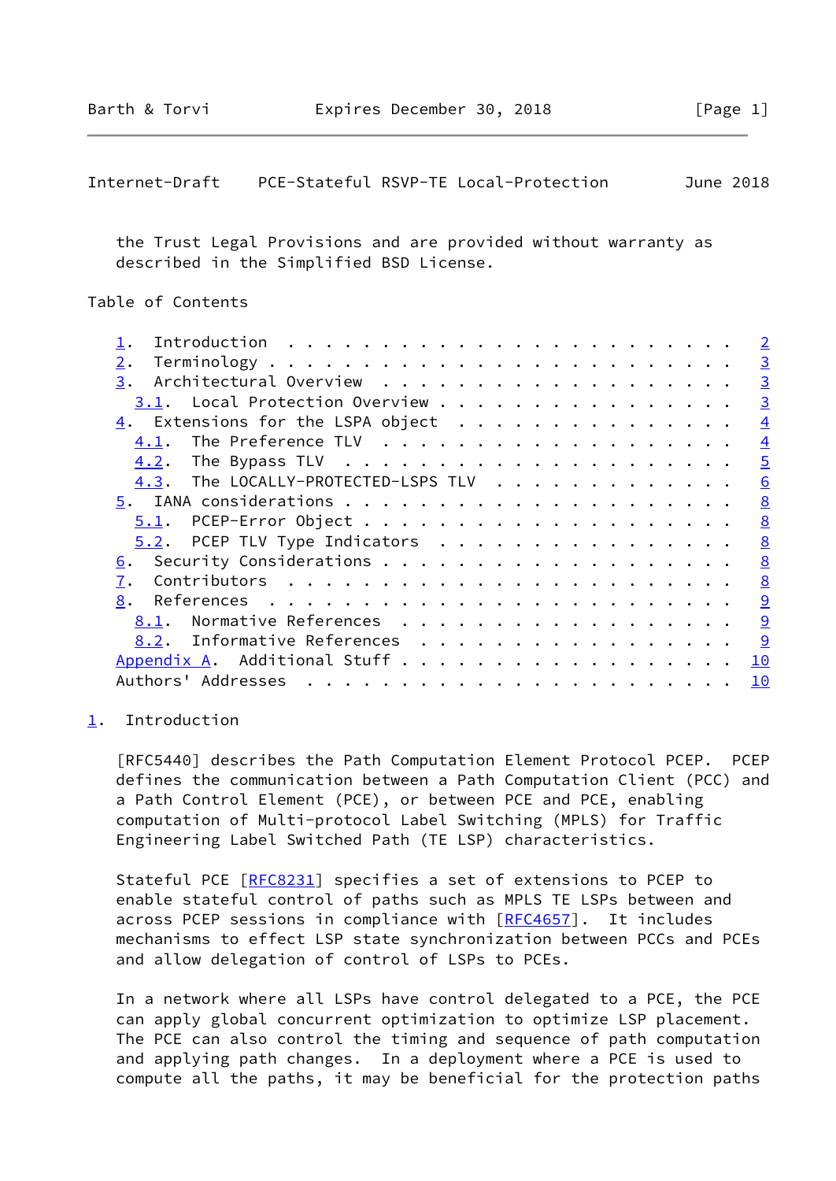the Trust Legal Provisions and are provided without warranty as described in the Simplified BSD License.

Table of Contents

1. Introduction . . . . . . . . . . . . . . . . . . . . . . . . 2
2. Terminology . . . . . . . . . . . . . . . . . . . . . . . . 3
3. Architectural Overview . . . . . . . . . . . . . . . . . . . 3
   3.1. Local Protection Overview . . . . . . . . . . . . . . . . 3
4. Extensions for the LSPA object . . . . . . . . . . . . . . . 4
   4.1. The Preference TLV . . . . . . . . . . . . . . . . . . . 4
   4.2. The Bypass TLV . . . . . . . . . . . . . . . . . . . . . 5
   4.3. The LOCALLY-PROTECTED-LSPS TLV . . . . . . . . . . . . . 6
5. IANA considerations . . . . . . . . . . . . . . . . . . . . . 8
   5.1. PCEP-Error Object . . . . . . . . . . . . . . . . . . . . 8
   5.2. PCEP TLV Type Indicators . . . . . . . . . . . . . . . . 8
6. Security Considerations . . . . . . . . . . . . . . . . . . . 8
7. Contributors . . . . . . . . . . . . . . . . . . . . . . . . 8
8. References . . . . . . . . . . . . . . . . . . . . . . . . . 9
   8.1. Normative References . . . . . . . . . . . . . . . . . . 9
   8.2. Informative References . . . . . . . . . . . . . . . . . 9
Appendix A. Additional Stuff . . . . . . . . . . . . . . . . . . 10
Authors' Addresses . . . . . . . . . . . . . . . . . . . . . . . 10

# 1. Introduction

[RFC5440] describes the Path Computation Element Protocol PCEP. PCEP defines the communication between a Path Computation Client (PCC) and a Path Control Element (PCE), or between PCE and PCE, enabling computation of Multi-protocol Label Switching (MPLS) for Traffic Engineering Label Switched Path (TE LSP) characteristics.

Stateful PCE [RFC8231] specifies a set of extensions to PCEP to enable stateful control of paths such as MPLS TE LSPs between and across PCEP sessions in compliance with [RFC4657]. It includes mechanisms to effect LSP state synchronization between PCCs and PCEs and allow delegation of control of LSPs to PCEs.

In a network where all LSPs have control delegated to a PCE, the PCE can apply global concurrent optimization to optimize LSP placement. The PCE can also control the timing and sequence of path computation and applying path changes. In a deployment where a PCE is used to compute all the paths, it may be beneficial for the protection paths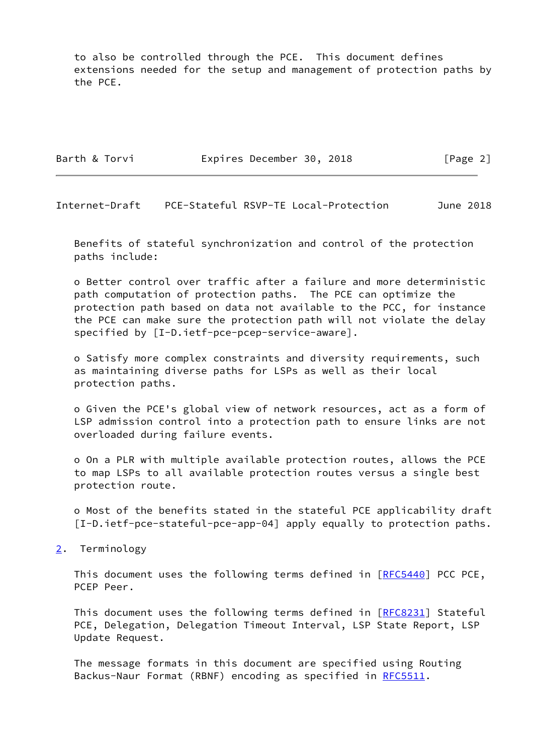to also be controlled through the PCE. This document defines extensions needed for the setup and management of protection paths by the PCE.

Benefits of stateful synchronization and control of the protection paths include:

- Better control over traffic after a failure and more deterministic path computation of protection paths. The PCE can optimize the protection path based on data not available to the PCC, for instance the PCE can make sure the protection path will not violate the delay specified by [I-D.ietf-pce-pcep-service-aware].

- Satisfy more complex constraints and diversity requirements, such as maintaining diverse paths for LSPs as well as their local protection paths.

- Given the PCE's global view of network resources, act as a form of LSP admission control into a protection path to ensure links are not overloaded during failure events.

- On a PLR with multiple available protection routes, allows the PCE to map LSPs to all available protection routes versus a single best protection route.

- Most of the benefits stated in the stateful PCE applicability draft [I-D.ietf-pce-stateful-pce-app-04] apply equally to protection paths.

## 2. Terminology

This document uses the following terms defined in [RFC5440] PCC PCE, PCEP Peer.

This document uses the following terms defined in [RFC8231] Stateful PCE, Delegation, Delegation Timeout Interval, LSP State Report, LSP Update Request.

The message formats in this document are specified using Routing Backus-Naur Format (RBNF) encoding as specified in RFC5511.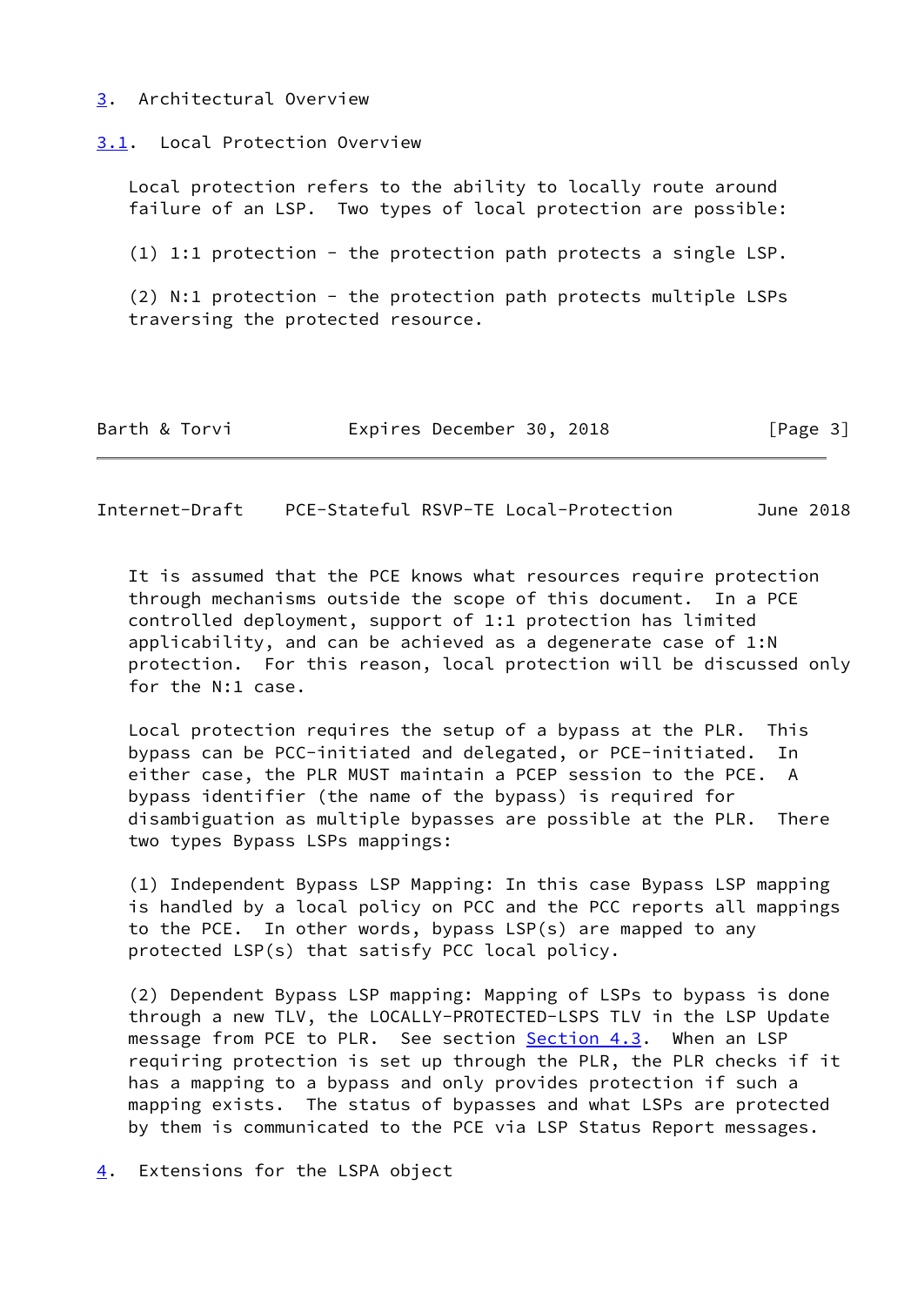## 3. Architectural Overview

### 3.1. Local Protection Overview

Local protection refers to the ability to locally route around failure of an LSP. Two types of local protection are possible:

(1) 1:1 protection - the protection path protects a single LSP.

(2) N:1 protection - the protection path protects multiple LSPs traversing the protected resource.

It is assumed that the PCE knows what resources require protection through mechanisms outside the scope of this document. In a PCE controlled deployment, support of 1:1 protection has limited applicability, and can be achieved as a degenerate case of 1:N protection. For this reason, local protection will be discussed only for the N:1 case.

Local protection requires the setup of a bypass at the PLR. This bypass can be PCC-initiated and delegated, or PCE-initiated. In either case, the PLR MUST maintain a PCEP session to the PCE. A bypass identifier (the name of the bypass) is required for disambiguation as multiple bypasses are possible at the PLR. There two types Bypass LSPs mappings:

(1) Independent Bypass LSP Mapping: In this case Bypass LSP mapping is handled by a local policy on PCC and the PCC reports all mappings to the PCE. In other words, bypass LSP(s) are mapped to any protected LSP(s) that satisfy PCC local policy.

(2) Dependent Bypass LSP mapping: Mapping of LSPs to bypass is done through a new TLV, the LOCALLY-PROTECTED-LSPS TLV in the LSP Update message from PCE to PLR. See section Section 4.3. When an LSP requiring protection is set up through the PLR, the PLR checks if it has a mapping to a bypass and only provides protection if such a mapping exists. The status of bypasses and what LSPs are protected by them is communicated to the PCE via LSP Status Report messages.

## 4. Extensions for the LSPA object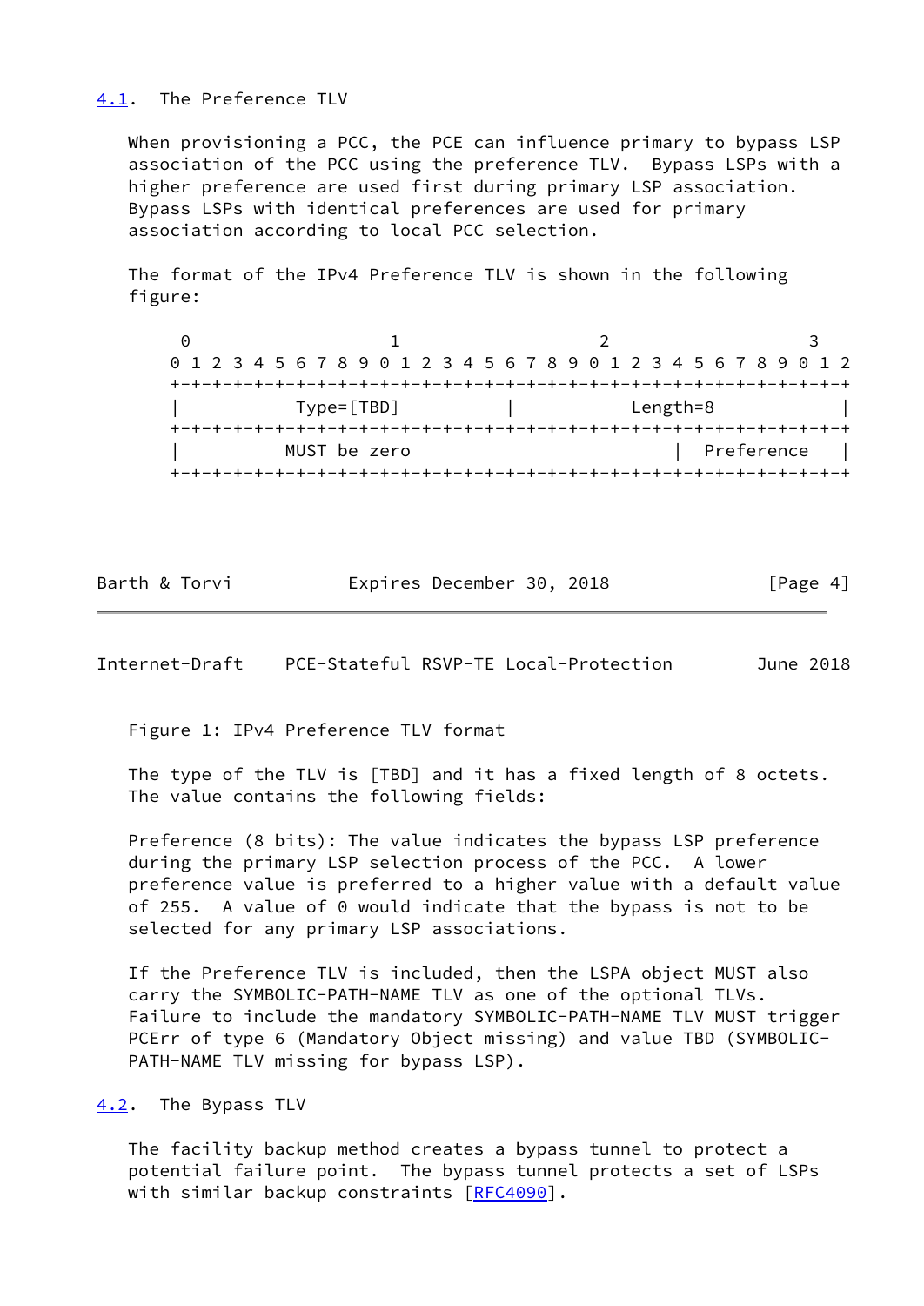### 4.1. The Preference TLV

When provisioning a PCC, the PCE can influence primary to bypass LSP association of the PCC using the preference TLV. Bypass LSPs with a higher preference are used first during primary LSP association. Bypass LSPs with identical preferences are used for primary association according to local PCC selection.

The format of the IPv4 Preference TLV is shown in the following figure:

```
 0                   1                   2                   3
 0 1 2 3 4 5 6 7 8 9 0 1 2 3 4 5 6 7 8 9 0 1 2 3 4 5 6 7 8 9 0 1 2
+-+-+-+-+-+-+-+-+-+-+-+-+-+-+-+-+-+-+-+-+-+-+-+-+-+-+-+-+-+-+-+-+
|           Type=[TBD]          |            Length=8           |
+-+-+-+-+-+-+-+-+-+-+-+-+-+-+-+-+-+-+-+-+-+-+-+-+-+-+-+-+-+-+-+-+
|          MUST be zero                         |  Preference   |
+-+-+-+-+-+-+-+-+-+-+-+-+-+-+-+-+-+-+-+-+-+-+-+-+-+-+-+-+-+-+-+-+
```

Figure 1: IPv4 Preference TLV format

The type of the TLV is [TBD] and it has a fixed length of 8 octets. The value contains the following fields:

Preference (8 bits): The value indicates the bypass LSP preference during the primary LSP selection process of the PCC. A lower preference value is preferred to a higher value with a default value of 255. A value of 0 would indicate that the bypass is not to be selected for any primary LSP associations.

If the Preference TLV is included, then the LSPA object MUST also carry the SYMBOLIC-PATH-NAME TLV as one of the optional TLVs. Failure to include the mandatory SYMBOLIC-PATH-NAME TLV MUST trigger PCErr of type 6 (Mandatory Object missing) and value TBD (SYMBOLIC-PATH-NAME TLV missing for bypass LSP).

### 4.2. The Bypass TLV

The facility backup method creates a bypass tunnel to protect a potential failure point. The bypass tunnel protects a set of LSPs with similar backup constraints [RFC4090].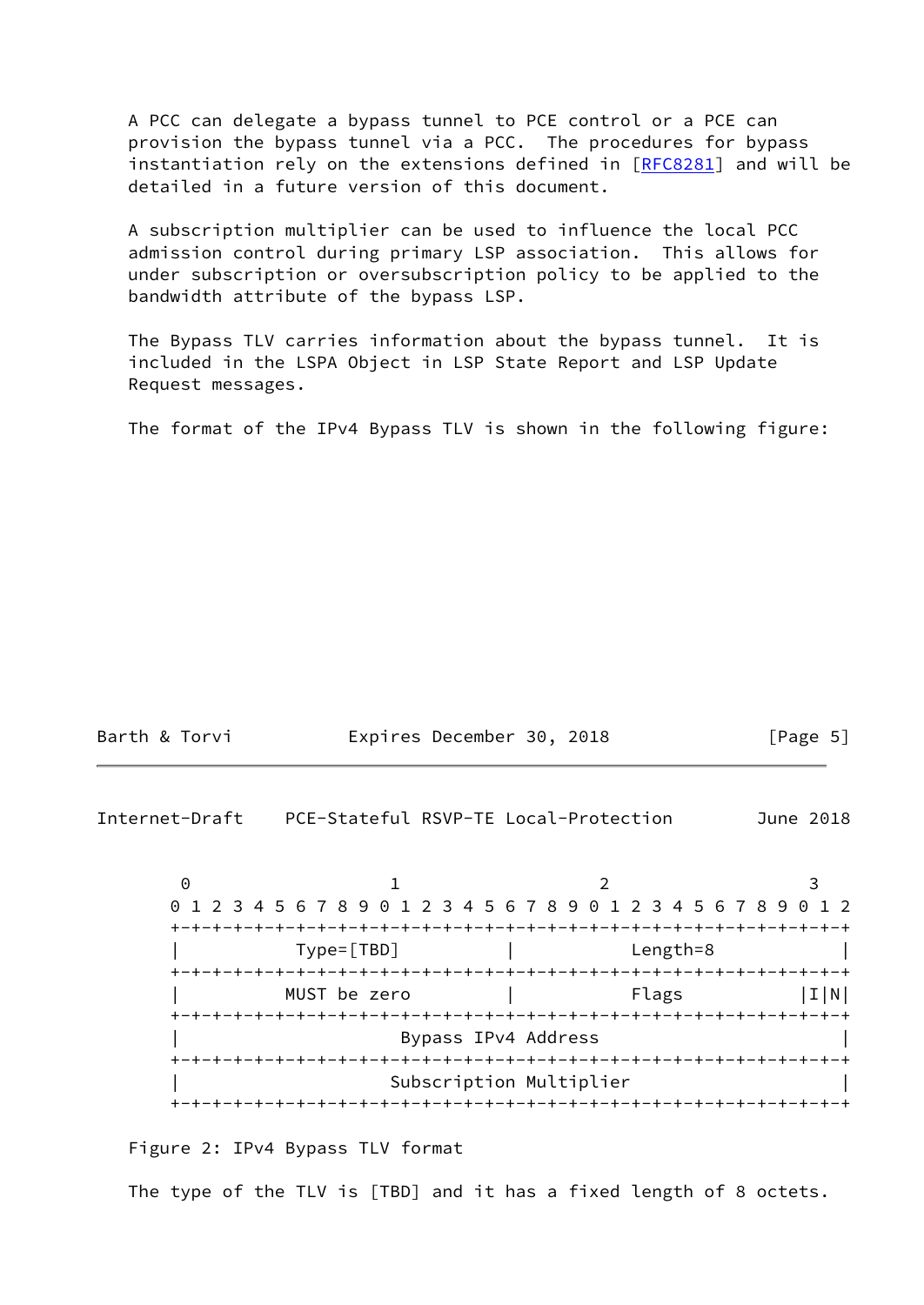A PCC can delegate a bypass tunnel to PCE control or a PCE can provision the bypass tunnel via a PCC. The procedures for bypass instantiation rely on the extensions defined in [RFC8281] and will be detailed in a future version of this document.

A subscription multiplier can be used to influence the local PCC admission control during primary LSP association. This allows for under subscription or oversubscription policy to be applied to the bandwidth attribute of the bypass LSP.

The Bypass TLV carries information about the bypass tunnel. It is included in the LSPA Object in LSP State Report and LSP Update Request messages.

The format of the IPv4 Bypass TLV is shown in the following figure:

```
 0                   1                   2                   3
 0 1 2 3 4 5 6 7 8 9 0 1 2 3 4 5 6 7 8 9 0 1 2 3 4 5 6 7 8 9 0 1 2
+-+-+-+-+-+-+-+-+-+-+-+-+-+-+-+-+-+-+-+-+-+-+-+-+-+-+-+-+-+-+-+-+-+
|           Type=[TBD]          |           Length=8                |
+-+-+-+-+-+-+-+-+-+-+-+-+-+-+-+-+-+-+-+-+-+-+-+-+-+-+-+-+-+-+-+-+-+
|          MUST be zero         |           Flags               |I|N|
+-+-+-+-+-+-+-+-+-+-+-+-+-+-+-+-+-+-+-+-+-+-+-+-+-+-+-+-+-+-+-+-+-+
|                         Bypass IPv4 Address                       |
+-+-+-+-+-+-+-+-+-+-+-+-+-+-+-+-+-+-+-+-+-+-+-+-+-+-+-+-+-+-+-+-+-+
|                        Subscription Multiplier                    |
+-+-+-+-+-+-+-+-+-+-+-+-+-+-+-+-+-+-+-+-+-+-+-+-+-+-+-+-+-+-+-+-+-+
```

Figure 2: IPv4 Bypass TLV format

The type of the TLV is [TBD] and it has a fixed length of 8 octets.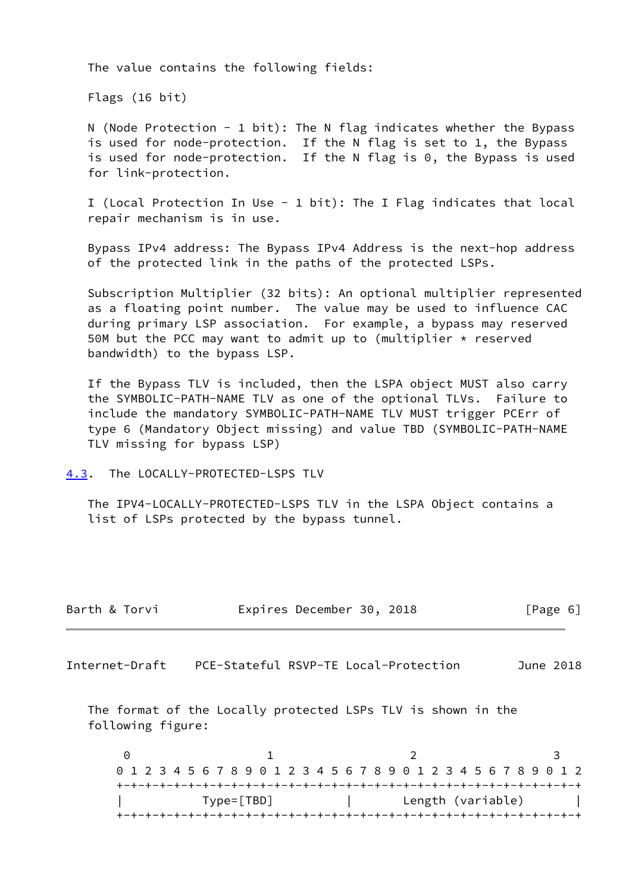The value contains the following fields:

Flags (16 bit)

N (Node Protection - 1 bit): The N flag indicates whether the Bypass is used for node-protection. If the N flag is set to 1, the Bypass is used for node-protection. If the N flag is 0, the Bypass is used for link-protection.

I (Local Protection In Use - 1 bit): The I Flag indicates that local repair mechanism is in use.

Bypass IPv4 address: The Bypass IPv4 Address is the next-hop address of the protected link in the paths of the protected LSPs.

Subscription Multiplier (32 bits): An optional multiplier represented as a floating point number. The value may be used to influence CAC during primary LSP association. For example, a bypass may reserved 50M but the PCC may want to admit up to (multiplier * reserved bandwidth) to the bypass LSP.

If the Bypass TLV is included, then the LSPA object MUST also carry the SYMBOLIC-PATH-NAME TLV as one of the optional TLVs. Failure to include the mandatory SYMBOLIC-PATH-NAME TLV MUST trigger PCErr of type 6 (Mandatory Object missing) and value TBD (SYMBOLIC-PATH-NAME TLV missing for bypass LSP)

## 4.3. The LOCALLY-PROTECTED-LSPS TLV

The IPV4-LOCALLY-PROTECTED-LSPS TLV in the LSPA Object contains a list of LSPs protected by the bypass tunnel.

The format of the Locally protected LSPs TLV is shown in the following figure:

```
 0                   1                   2                   3
 0 1 2 3 4 5 6 7 8 9 0 1 2 3 4 5 6 7 8 9 0 1 2 3 4 5 6 7 8 9 0 1 2
+-+-+-+-+-+-+-+-+-+-+-+-+-+-+-+-+-+-+-+-+-+-+-+-+-+-+-+-+-+-+-+-+-+
|          Type=[TBD]          |       Length (variable)           |
+-+-+-+-+-+-+-+-+-+-+-+-+-+-+-+-+-+-+-+-+-+-+-+-+-+-+-+-+-+-+-+-+-+
```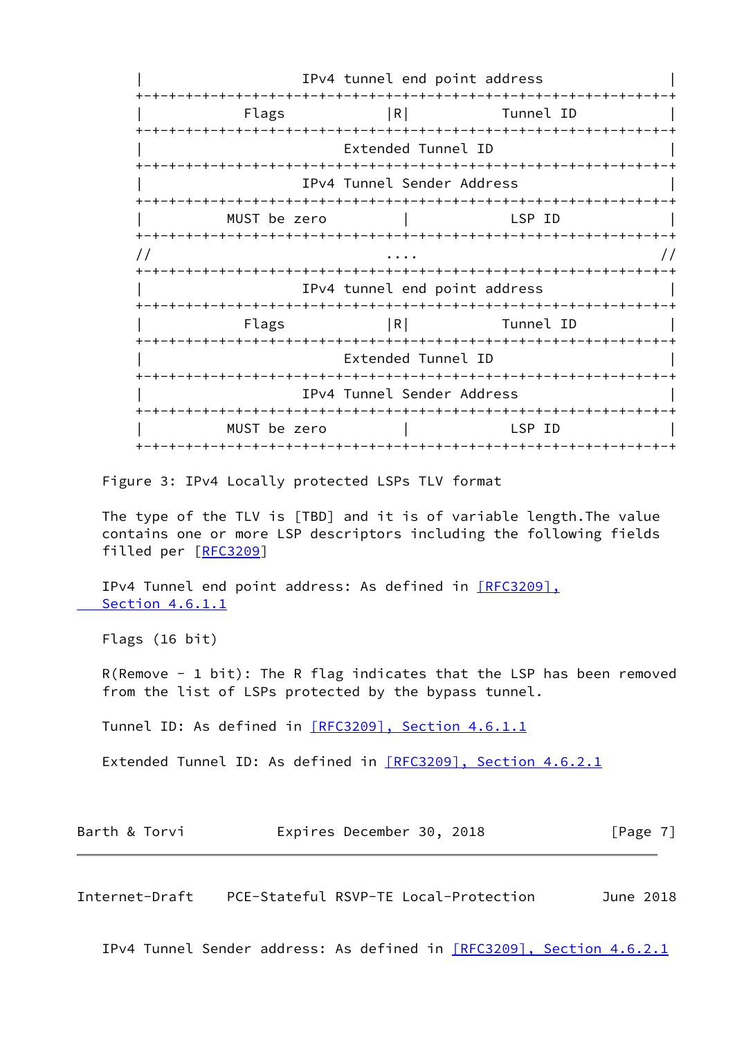```
|                  IPv4 tunnel end point address                |
+-+-+-+-+-+-+-+-+-+-+-+-+-+-+-+-+-+-+-+-+-+-+-+-+-+-+-+-+-+-+-+-+
|         Flags               |R|           Tunnel ID           |
+-+-+-+-+-+-+-+-+-+-+-+-+-+-+-+-+-+-+-+-+-+-+-+-+-+-+-+-+-+-+-+-+
|                       Extended Tunnel ID                      |
+-+-+-+-+-+-+-+-+-+-+-+-+-+-+-+-+-+-+-+-+-+-+-+-+-+-+-+-+-+-+-+-+
|                  IPv4 Tunnel Sender Address                   |
+-+-+-+-+-+-+-+-+-+-+-+-+-+-+-+-+-+-+-+-+-+-+-+-+-+-+-+-+-+-+-+-+
|         MUST be zero          |            LSP ID             |
+-+-+-+-+-+-+-+-+-+-+-+-+-+-+-+-+-+-+-+-+-+-+-+-+-+-+-+-+-+-+-+-+
//                              ....                           //
+-+-+-+-+-+-+-+-+-+-+-+-+-+-+-+-+-+-+-+-+-+-+-+-+-+-+-+-+-+-+-+-+
|                  IPv4 tunnel end point address                |
+-+-+-+-+-+-+-+-+-+-+-+-+-+-+-+-+-+-+-+-+-+-+-+-+-+-+-+-+-+-+-+-+
|         Flags               |R|           Tunnel ID           |
+-+-+-+-+-+-+-+-+-+-+-+-+-+-+-+-+-+-+-+-+-+-+-+-+-+-+-+-+-+-+-+-+
|                       Extended Tunnel ID                      |
+-+-+-+-+-+-+-+-+-+-+-+-+-+-+-+-+-+-+-+-+-+-+-+-+-+-+-+-+-+-+-+-+
|                  IPv4 Tunnel Sender Address                   |
+-+-+-+-+-+-+-+-+-+-+-+-+-+-+-+-+-+-+-+-+-+-+-+-+-+-+-+-+-+-+-+-+
|         MUST be zero          |            LSP ID             |
+-+-+-+-+-+-+-+-+-+-+-+-+-+-+-+-+-+-+-+-+-+-+-+-+-+-+-+-+-+-+-+-+
```

Figure 3: IPv4 Locally protected LSPs TLV format

The type of the TLV is [TBD] and it is of variable length.The value contains one or more LSP descriptors including the following fields filled per [RFC3209]

IPv4 Tunnel end point address: As defined in [RFC3209], Section 4.6.1.1

Flags (16 bit)

R(Remove - 1 bit): The R flag indicates that the LSP has been removed from the list of LSPs protected by the bypass tunnel.

Tunnel ID: As defined in [RFC3209], Section 4.6.1.1

Extended Tunnel ID: As defined in [RFC3209], Section 4.6.2.1

IPv4 Tunnel Sender address: As defined in [RFC3209], Section 4.6.2.1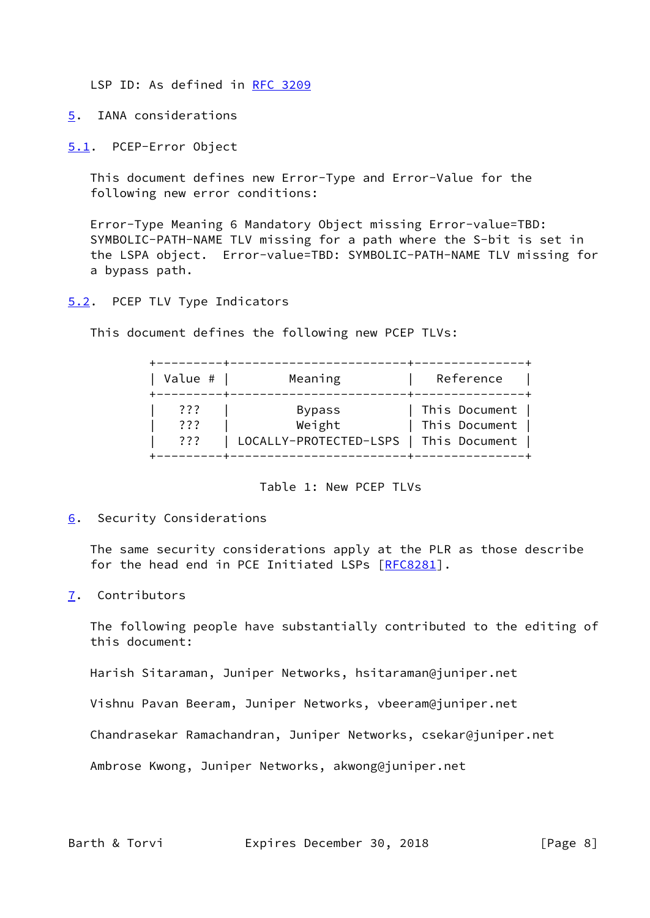LSP ID: As defined in RFC 3209

## 5. IANA considerations

### 5.1. PCEP-Error Object

This document defines new Error-Type and Error-Value for the following new error conditions:

Error-Type Meaning 6 Mandatory Object missing Error-value=TBD: SYMBOLIC-PATH-NAME TLV missing for a path where the S-bit is set in the LSPA object. Error-value=TBD: SYMBOLIC-PATH-NAME TLV missing for a bypass path.

### 5.2. PCEP TLV Type Indicators

This document defines the following new PCEP TLVs:

| Value # | Meaning | Reference |
|---|---|---|
| ??? | Bypass | This Document |
| ??? | Weight | This Document |
| ??? | LOCALLY-PROTECTED-LSPS | This Document |

Table 1: New PCEP TLVs

## 6. Security Considerations

The same security considerations apply at the PLR as those describe for the head end in PCE Initiated LSPs [RFC8281].

## 7. Contributors

The following people have substantially contributed to the editing of this document:

Harish Sitaraman, Juniper Networks, hsitaraman@juniper.net

Vishnu Pavan Beeram, Juniper Networks, vbeeram@juniper.net

Chandrasekar Ramachandran, Juniper Networks, csekar@juniper.net

Ambrose Kwong, Juniper Networks, akwong@juniper.net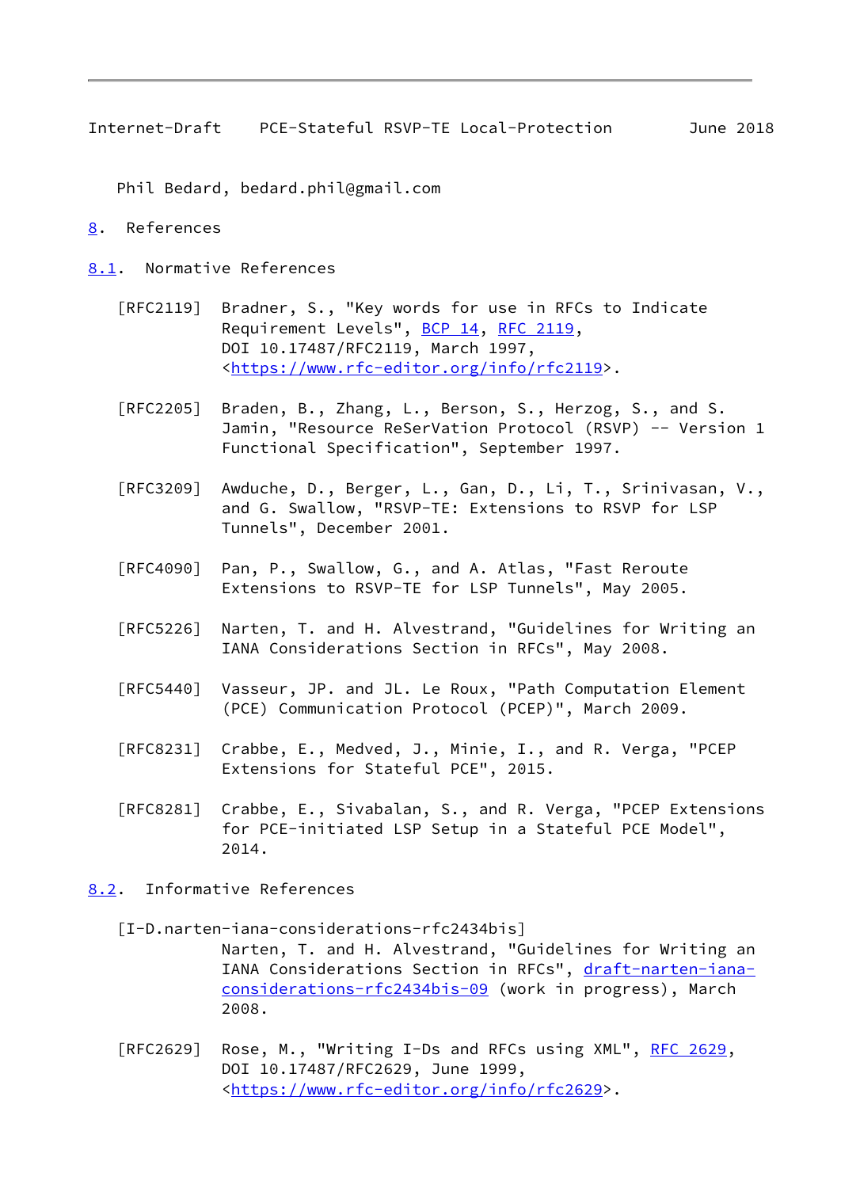Phil Bedard, bedard.phil@gmail.com

# 8. References

## 8.1. Normative References

[RFC2119] Bradner, S., "Key words for use in RFCs to Indicate Requirement Levels", BCP 14, RFC 2119, DOI 10.17487/RFC2119, March 1997, <https://www.rfc-editor.org/info/rfc2119>.

[RFC2205] Braden, B., Zhang, L., Berson, S., Herzog, S., and S. Jamin, "Resource ReSerVation Protocol (RSVP) -- Version 1 Functional Specification", September 1997.

[RFC3209] Awduche, D., Berger, L., Gan, D., Li, T., Srinivasan, V., and G. Swallow, "RSVP-TE: Extensions to RSVP for LSP Tunnels", December 2001.

[RFC4090] Pan, P., Swallow, G., and A. Atlas, "Fast Reroute Extensions to RSVP-TE for LSP Tunnels", May 2005.

[RFC5226] Narten, T. and H. Alvestrand, "Guidelines for Writing an IANA Considerations Section in RFCs", May 2008.

[RFC5440] Vasseur, JP. and JL. Le Roux, "Path Computation Element (PCE) Communication Protocol (PCEP)", March 2009.

[RFC8231] Crabbe, E., Medved, J., Minie, I., and R. Verga, "PCEP Extensions for Stateful PCE", 2015.

[RFC8281] Crabbe, E., Sivabalan, S., and R. Verga, "PCEP Extensions for PCE-initiated LSP Setup in a Stateful PCE Model", 2014.

## 8.2. Informative References

[I-D.narten-iana-considerations-rfc2434bis]
Narten, T. and H. Alvestrand, "Guidelines for Writing an IANA Considerations Section in RFCs", draft-narten-iana-considerations-rfc2434bis-09 (work in progress), March 2008.

[RFC2629] Rose, M., "Writing I-Ds and RFCs using XML", RFC 2629, DOI 10.17487/RFC2629, June 1999, <https://www.rfc-editor.org/info/rfc2629>.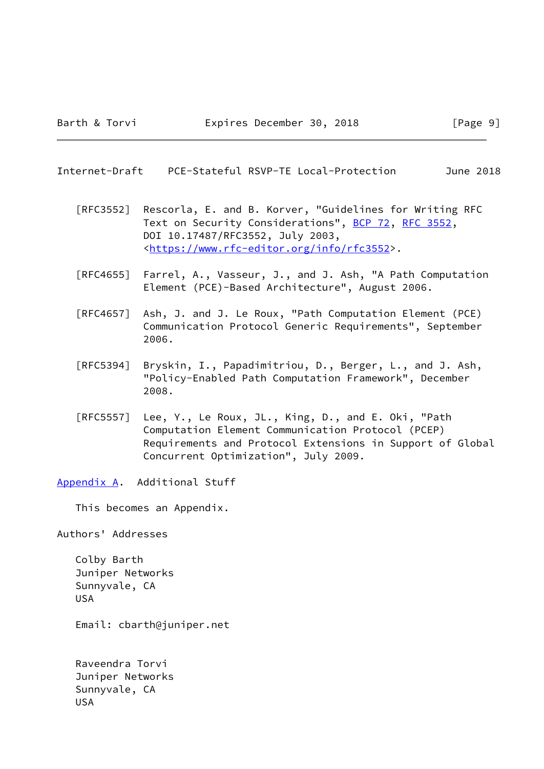[RFC3552] Rescorla, E. and B. Korver, "Guidelines for Writing RFC Text on Security Considerations", BCP 72, RFC 3552, DOI 10.17487/RFC3552, July 2003, <https://www.rfc-editor.org/info/rfc3552>.

[RFC4655] Farrel, A., Vasseur, J., and J. Ash, "A Path Computation Element (PCE)-Based Architecture", August 2006.

[RFC4657] Ash, J. and J. Le Roux, "Path Computation Element (PCE) Communication Protocol Generic Requirements", September 2006.

[RFC5394] Bryskin, I., Papadimitriou, D., Berger, L., and J. Ash, "Policy-Enabled Path Computation Framework", December 2008.

[RFC5557] Lee, Y., Le Roux, JL., King, D., and E. Oki, "Path Computation Element Communication Protocol (PCEP) Requirements and Protocol Extensions in Support of Global Concurrent Optimization", July 2009.

## Appendix A. Additional Stuff

This becomes an Appendix.

## Authors' Addresses

Colby Barth
Juniper Networks
Sunnyvale, CA
USA

Email: cbarth@juniper.net

Raveendra Torvi
Juniper Networks
Sunnyvale, CA
USA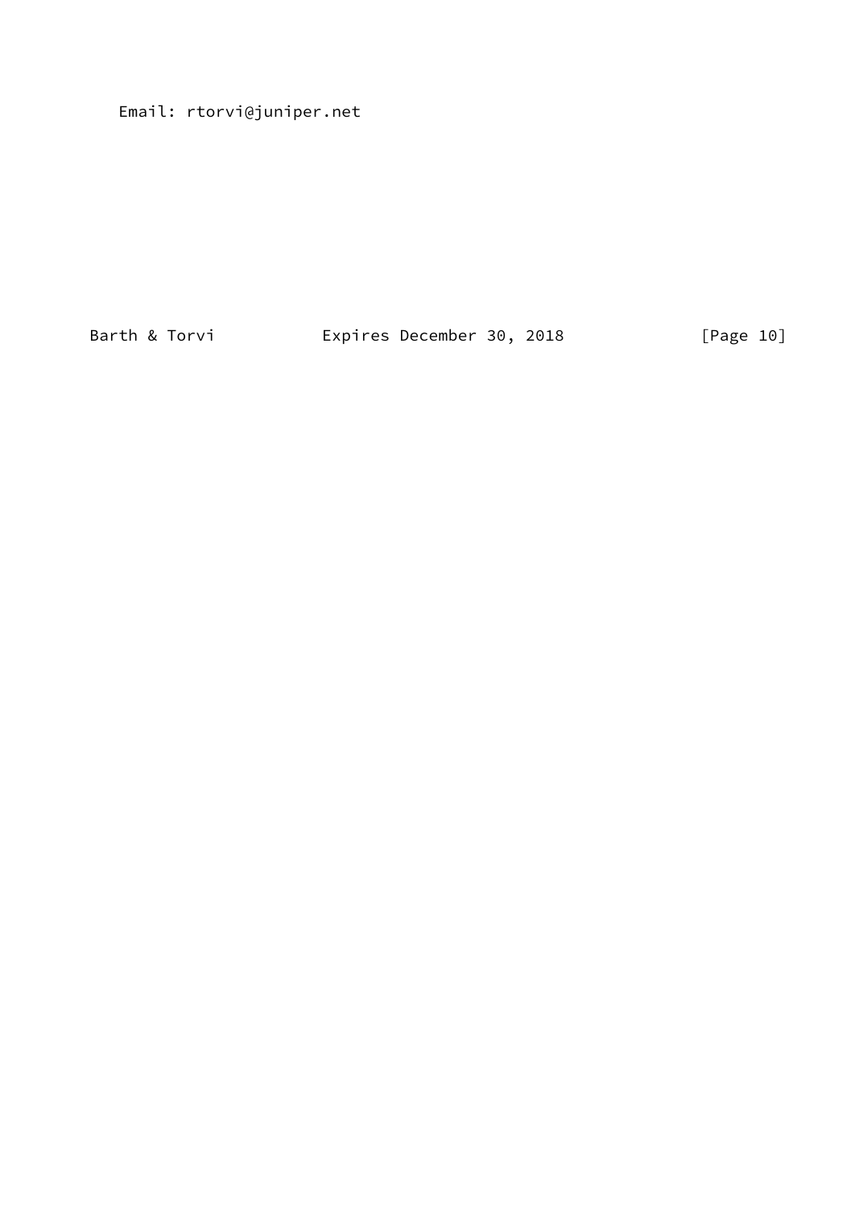Email: rtorvi@juniper.net